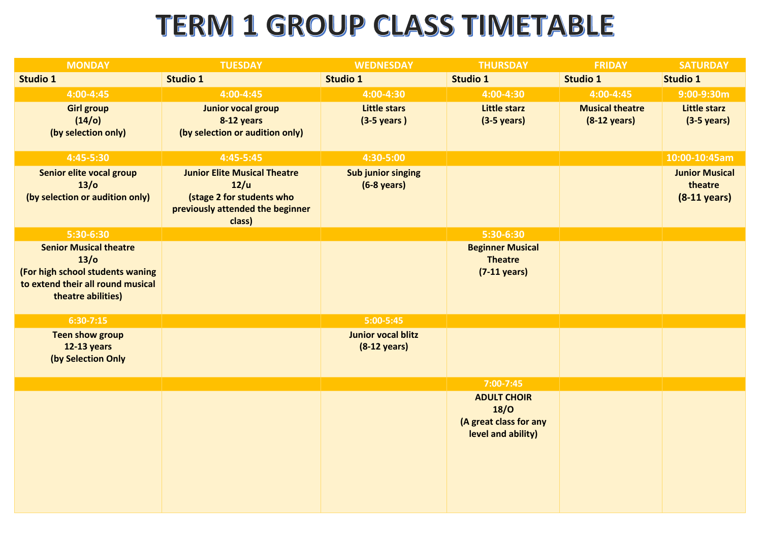# TERM 1 GROUP CLASS TIMETABLE

| MONDAY | TUESDAY | WEDNESDAY | THURSDAY | FRIDAY | SATURDAY |
|---|---|---|---|---|---|
| **Studio 1** | **Studio 1** | **Studio 1** | **Studio 1** | **Studio 1** | **Studio 1** |
| **4:00-4:45** | **4:00-4:45** | **4:00-4:30** | **4:00-4:30** | **4:00-4:45** | **9:00-9:30m** |
| Girl group (14/o) (by selection only) | Junior vocal group 8-12 years (by selection or audition only) | Little stars (3-5 years ) | Little starz (3-5 years) | Musical theatre (8-12 years) | Little starz (3-5 years) |
| **4:45-5:30** | **4:45-5:45** | **4:30-5:00** | | | **10:00-10:45am** |
| Senior elite vocal group 13/o (by selection or audition only) | Junior Elite Musical Theatre 12/u (stage 2 for students who previously attended the beginner class) | Sub junior singing (6-8 years) | | | Junior Musical theatre (8-11 years) |
| **5:30-6:30** | | | **5:30-6:30** | | |
| Senior Musical theatre 13/o (For high school students waning to extend their all round musical theatre abilities) | | | Beginner Musical Theatre (7-11 years) | | |
| **6:30-7:15** | | **5:00-5:45** | | | |
| Teen show group 12-13 years (by Selection Only | | Junior vocal blitz (8-12 years) | | | |
| | | | **7:00-7:45** | | |
| | | | ADULT CHOIR 18/O (A great class for any level and ability) | | |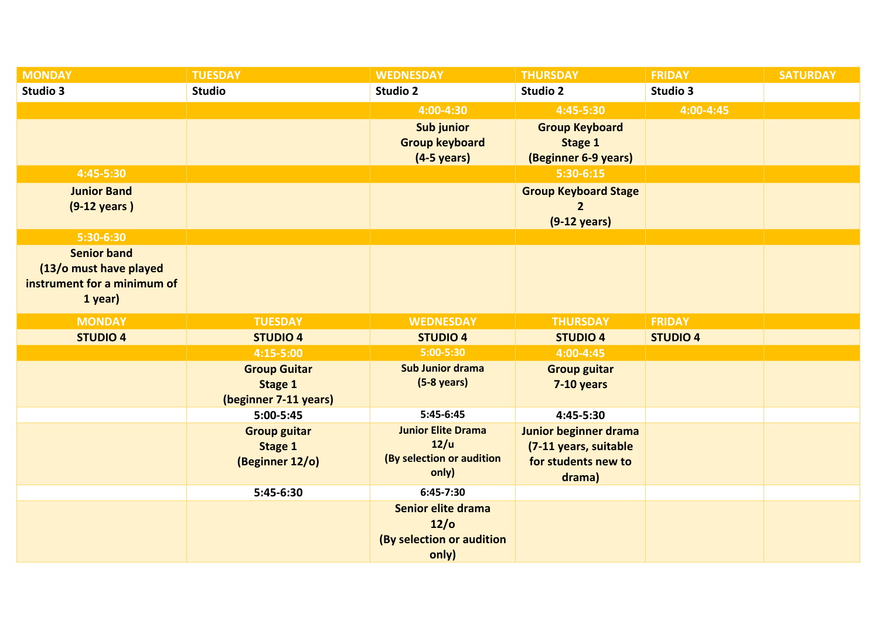| MONDAY | TUESDAY | WEDNESDAY | THURSDAY | FRIDAY | SATURDAY |
|---|---|---|---|---|---|
| Studio 3 | Studio | Studio 2 | Studio 2 | Studio 3 | |
| | | 4:00-4:30 | 4:45-5:30 | 4:00-4:45 | |
| | | Sub junior Group keyboard (4-5 years) | Group Keyboard Stage 1 (Beginner 6-9 years) | | |
| 4:45-5:30 | | | 5:30-6:15 | | |
| Junior Band (9-12 years ) | | | Group Keyboard Stage 2 (9-12 years) | | |
| 5:30-6:30 | | | | | |
| Senior band (13/o must have played instrument for a minimum of 1 year) | | | | | |
| MONDAY | TUESDAY | WEDNESDAY | THURSDAY | FRIDAY | |
| STUDIO 4 | STUDIO 4 | STUDIO 4 | STUDIO 4 | STUDIO 4 | |
| | 4:15-5:00 | 5:00-5:30 | 4:00-4:45 | | |
| | Group Guitar Stage 1 (beginner 7-11 years) | Sub Junior drama (5-8 years) | Group guitar 7-10 years | | |
| | 5:00-5:45 | 5:45-6:45 | 4:45-5:30 | | |
| | Group guitar Stage 1 (Beginner 12/o) | Junior Elite Drama 12/u (By selection or audition only) | Junior beginner drama (7-11 years, suitable for students new to drama) | | |
| | 5:45-6:30 | 6:45-7:30 | | | |
| | | Senior elite drama 12/o (By selection or audition only) | | | |